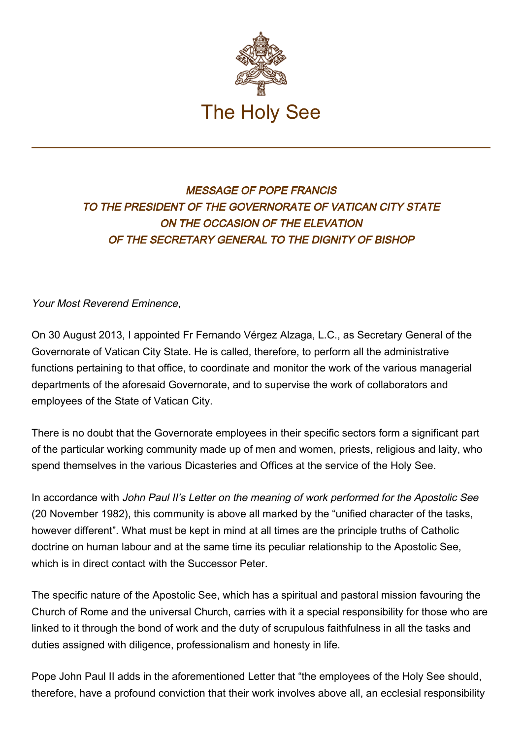# The Holy See

### *MESSAGE OF POPE FRANCIS TO THE PRESIDENT OF THE GOVERNORATE OF VATICAN CITY STATE ON THE OCCASION OF THE ELEVATION OF THE SECRETARY GENERAL TO THE DIGNITY OF BISHOP*

*Your Most Reverend Eminence*,

On 30 August 2013, I appointed Fr Fernando Vérgez Alzaga, L.C., as Secretary General of the Governorate of Vatican City State. He is called, therefore, to perform all the administrative functions pertaining to that office, to coordinate and monitor the work of the various managerial departments of the aforesaid Governorate, and to supervise the work of collaborators and employees of the State of Vatican City.

There is no doubt that the Governorate employees in their specific sectors form a significant part of the particular working community made up of men and women, priests, religious and laity, who spend themselves in the various Dicasteries and Offices at the service of the Holy See.

In accordance with *John Paul II's Letter on the meaning of work performed for the Apostolic See* (20 November 1982), this community is above all marked by the "unified character of the tasks, however different". What must be kept in mind at all times are the principle truths of Catholic doctrine on human labour and at the same time its peculiar relationship to the Apostolic See, which is in direct contact with the Successor Peter.

The specific nature of the Apostolic See, which has a spiritual and pastoral mission favouring the Church of Rome and the universal Church, carries with it a special responsibility for those who are linked to it through the bond of work and the duty of scrupulous faithfulness in all the tasks and duties assigned with diligence, professionalism and honesty in life.

Pope John Paul II adds in the aforementioned Letter that "the employees of the Holy See should, therefore, have a profound conviction that their work involves above all, an ecclesial responsibility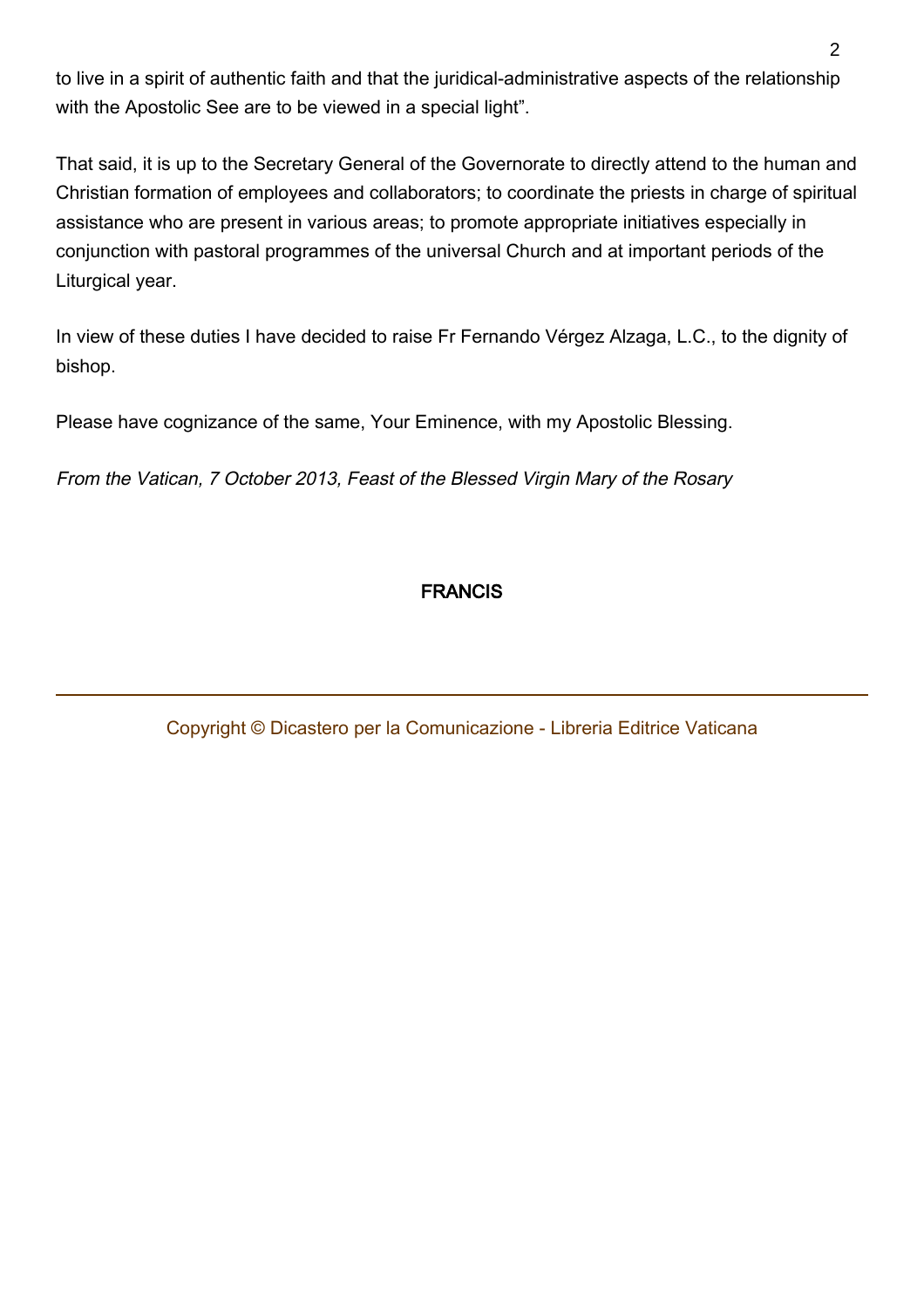to live in a spirit of authentic faith and that the juridical-administrative aspects of the relationship with the Apostolic See are to be viewed in a special light".

That said, it is up to the Secretary General of the Governorate to directly attend to the human and Christian formation of employees and collaborators; to coordinate the priests in charge of spiritual assistance who are present in various areas; to promote appropriate initiatives especially in conjunction with pastoral programmes of the universal Church and at important periods of the Liturgical year.

In view of these duties I have decided to raise Fr Fernando Vérgez Alzaga, L.C., to the dignity of bishop.

Please have cognizance of the same, Your Eminence, with my Apostolic Blessing.

*From the Vatican, 7 October 2013, Feast of the Blessed Virgin Mary of the Rosary*

**FRANCIS**

---

Copyright © Dicastero per la Comunicazione - Libreria Editrice Vaticana